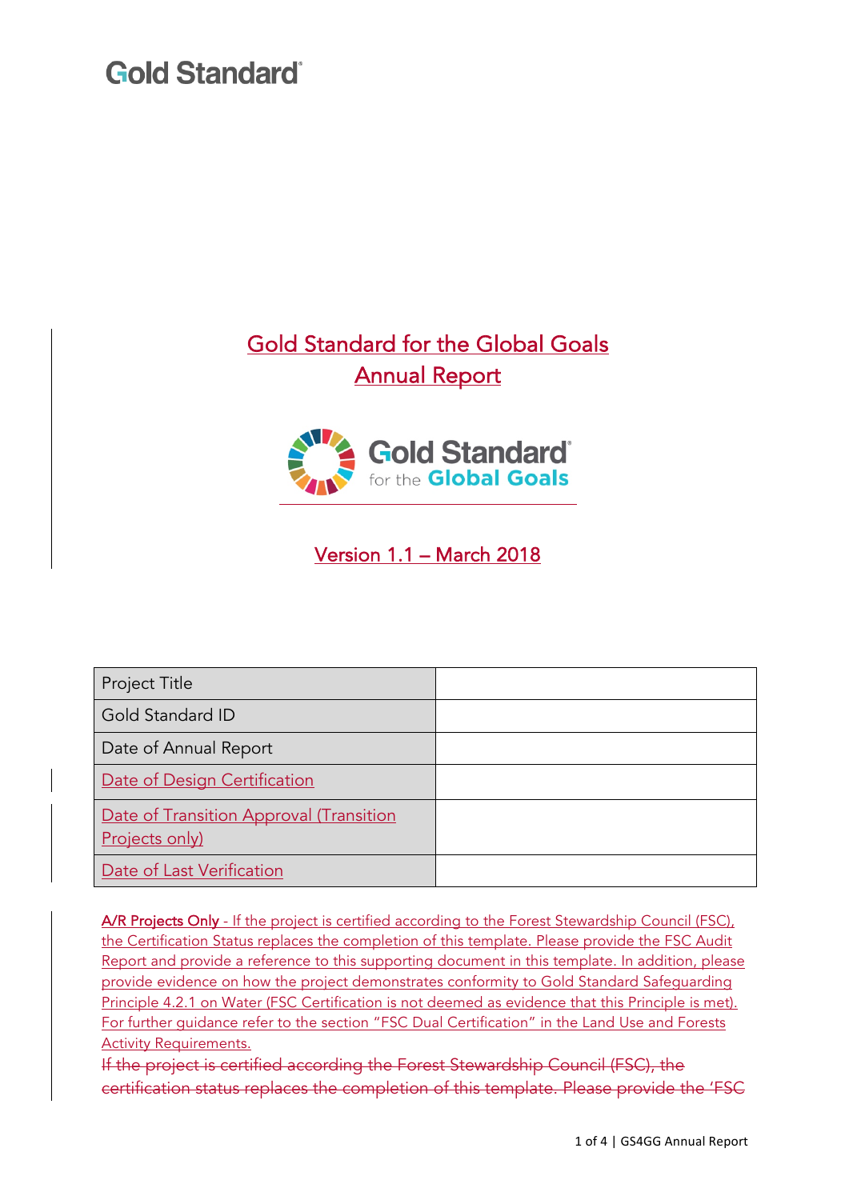Gold Standard

# Gold Standard for the Global Goals
# Annual Report

Gold Standard for the Global Goals

Version 1.1 – March 2018

| Project Title | |
|---|---|
| Gold Standard ID | |
| Date of Annual Report | |
| Date of Design Certification | |
| Date of Transition Approval (Transition Projects only) | |
| Date of Last Verification | |

**A/R Projects Only** - If the project is certified according to the Forest Stewardship Council (FSC), the Certification Status replaces the completion of this template. Please provide the FSC Audit Report and provide a reference to this supporting document in this template. In addition, please provide evidence on how the project demonstrates conformity to Gold Standard Safeguarding Principle 4.2.1 on Water (FSC Certification is not deemed as evidence that this Principle is met). For further guidance refer to the section "FSC Dual Certification" in the Land Use and Forests Activity Requirements.

~~If the project is certified according the Forest Stewardship Council (FSC), the certification status replaces the completion of this template. Please provide the 'FSC~~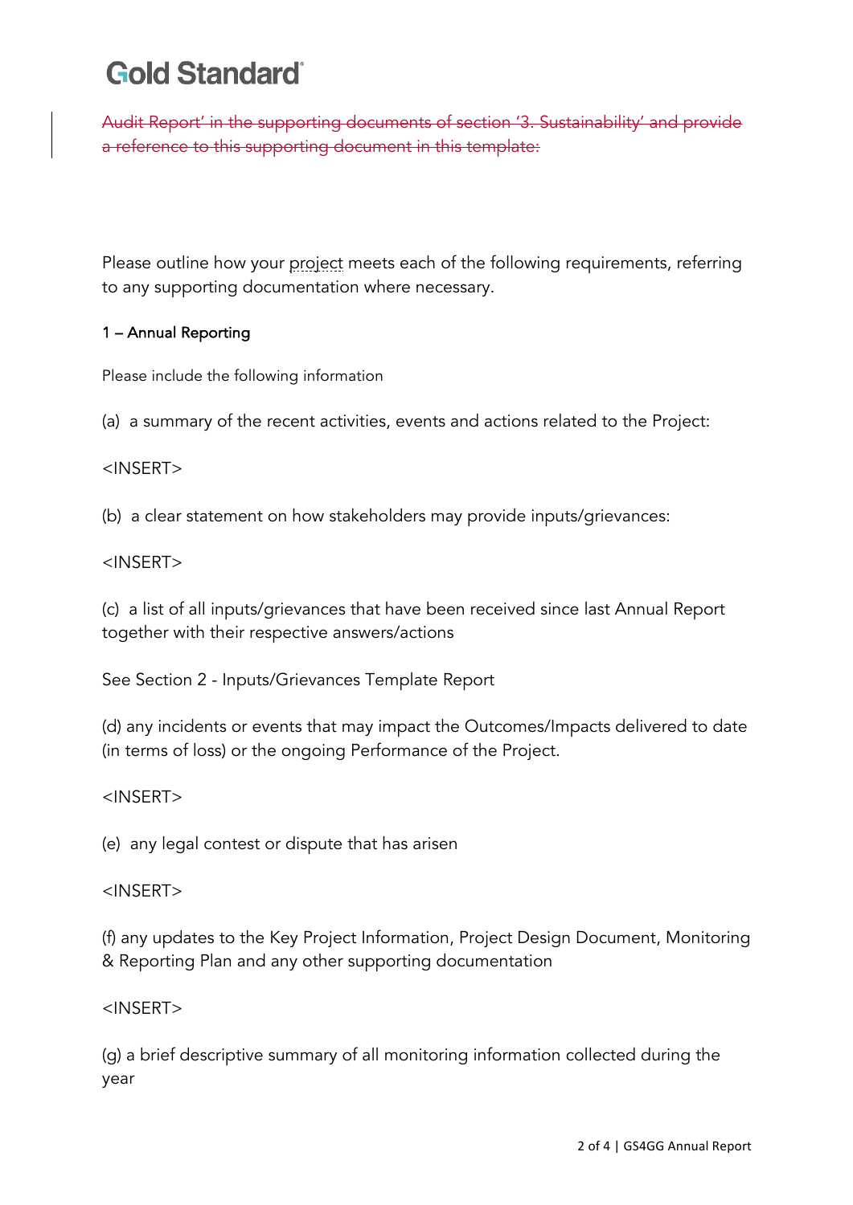~~Audit Report' in the supporting documents of section '3. Sustainability' and provide a reference to this supporting document in this template:~~

Please outline how your project meets each of the following requirements, referring to any supporting documentation where necessary.

**1 – Annual Reporting**

Please include the following information

(a) a summary of the recent activities, events and actions related to the Project:

<INSERT>

(b) a clear statement on how stakeholders may provide inputs/grievances:

<INSERT>

(c) a list of all inputs/grievances that have been received since last Annual Report together with their respective answers/actions

See Section 2 - Inputs/Grievances Template Report

(d) any incidents or events that may impact the Outcomes/Impacts delivered to date (in terms of loss) or the ongoing Performance of the Project.

<INSERT>

(e) any legal contest or dispute that has arisen

<INSERT>

(f) any updates to the Key Project Information, Project Design Document, Monitoring & Reporting Plan and any other supporting documentation

<INSERT>

(g) a brief descriptive summary of all monitoring information collected during the year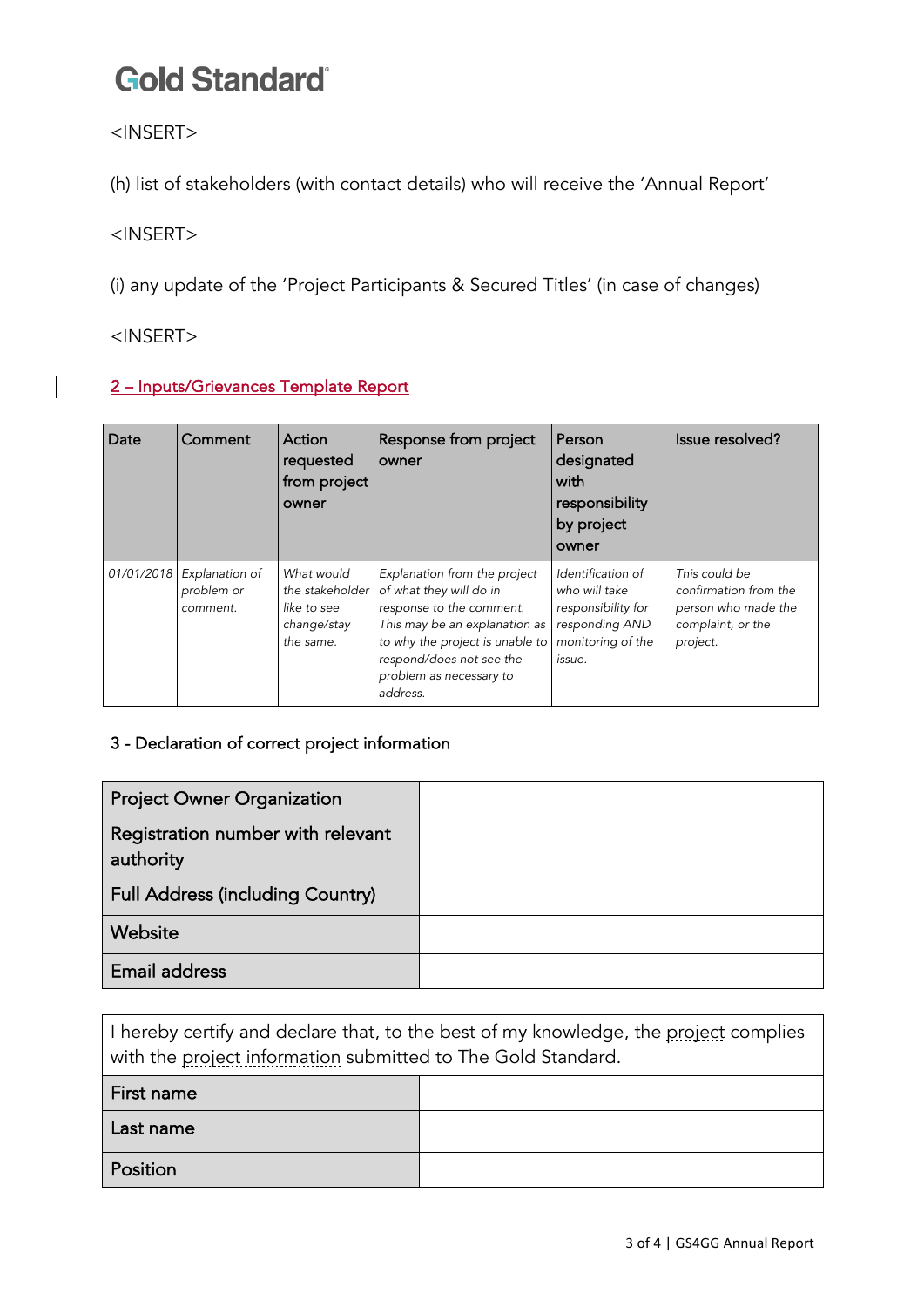<INSERT>

(h) list of stakeholders (with contact details) who will receive the 'Annual Report'

<INSERT>

(i) any update of the 'Project Participants & Secured Titles' (in case of changes)

<INSERT>

## 2 – Inputs/Grievances Template Report

| Date | Comment | Action requested from project owner | Response from project owner | Person designated with responsibility by project owner | Issue resolved? |
|---|---|---|---|---|---|
| *01/01/2018* | *Explanation of problem or comment.* | *What would the stakeholder like to see change/stay the same.* | *Explanation from the project of what they will do in response to the comment. This may be an explanation as to why the project is unable to respond/does not see the problem as necessary to address.* | *Identification of who will take responsibility for responding AND monitoring of the issue.* | *This could be confirmation from the person who made the complaint, or the project.* |

## 3 - Declaration of correct project information

| Project Owner Organization | |
|---|---|
| Registration number with relevant authority | |
| Full Address (including Country) | |
| Website | |
| Email address | |

| I hereby certify and declare that, to the best of my knowledge, the project complies with the project information submitted to The Gold Standard. | |
|---|---|
| First name | |
| Last name | |
| Position | |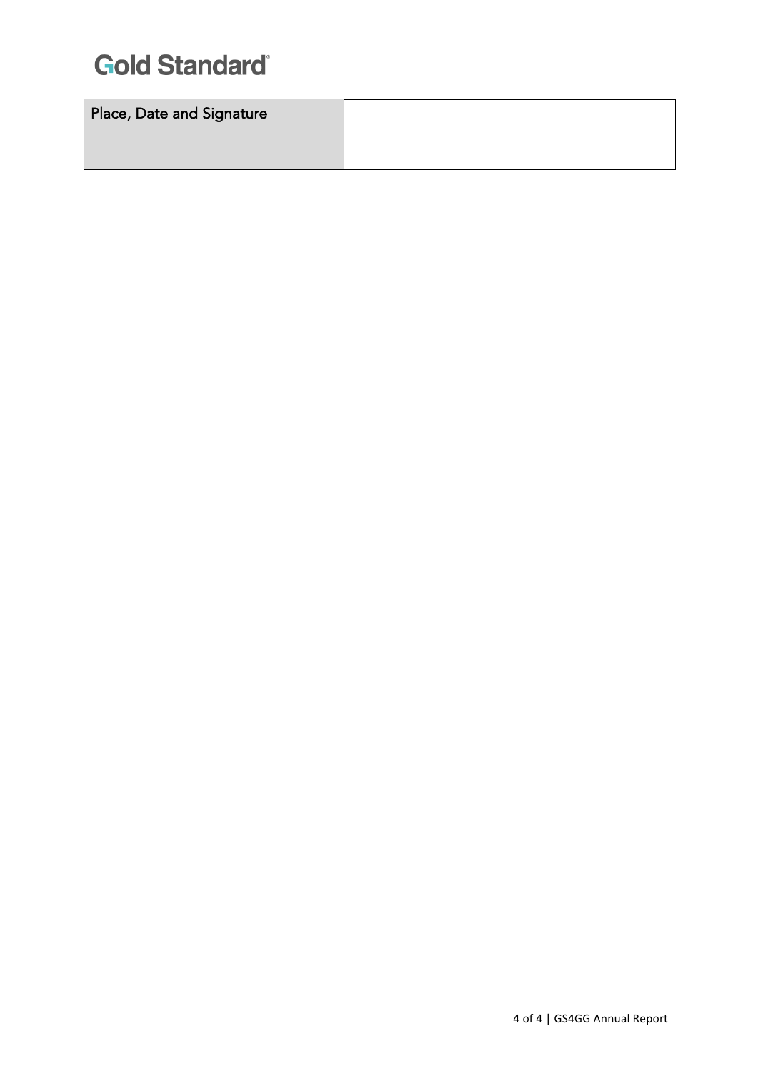| | |
|---|---|
| Place, Date and Signature | |